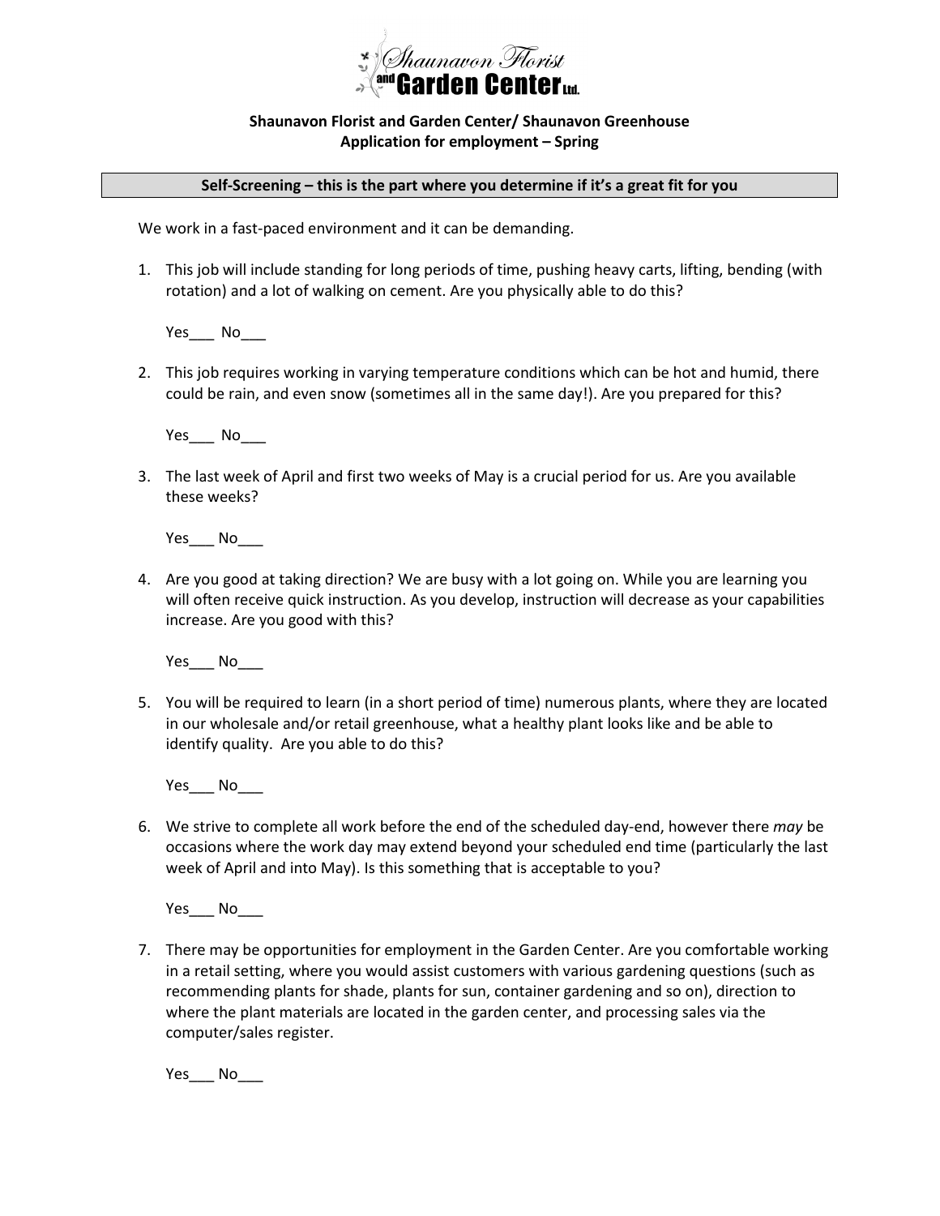# Shaunavon Florist and Garden Center/ Shaunavon Greenhouse
## Application for employment – Spring

**Self-Screening – this is the part where you determine if it's a great fit for you**

We work in a fast-paced environment and it can be demanding.

1. This job will include standing for long periods of time, pushing heavy carts, lifting, bending (with rotation) and a lot of walking on cement. Are you physically able to do this?

   Yes___ No___

2. This job requires working in varying temperature conditions which can be hot and humid, there could be rain, and even snow (sometimes all in the same day!). Are you prepared for this?

   Yes___ No___

3. The last week of April and first two weeks of May is a crucial period for us. Are you available these weeks?

   Yes___ No___

4. Are you good at taking direction? We are busy with a lot going on. While you are learning you will often receive quick instruction. As you develop, instruction will decrease as your capabilities increase. Are you good with this?

   Yes___ No___

5. You will be required to learn (in a short period of time) numerous plants, where they are located in our wholesale and/or retail greenhouse, what a healthy plant looks like and be able to identify quality. Are you able to do this?

   Yes___ No___

6. We strive to complete all work before the end of the scheduled day-end, however there *may* be occasions where the work day may extend beyond your scheduled end time (particularly the last week of April and into May). Is this something that is acceptable to you?

   Yes___ No___

7. There may be opportunities for employment in the Garden Center. Are you comfortable working in a retail setting, where you would assist customers with various gardening questions (such as recommending plants for shade, plants for sun, container gardening and so on), direction to where the plant materials are located in the garden center, and processing sales via the computer/sales register.

   Yes___ No___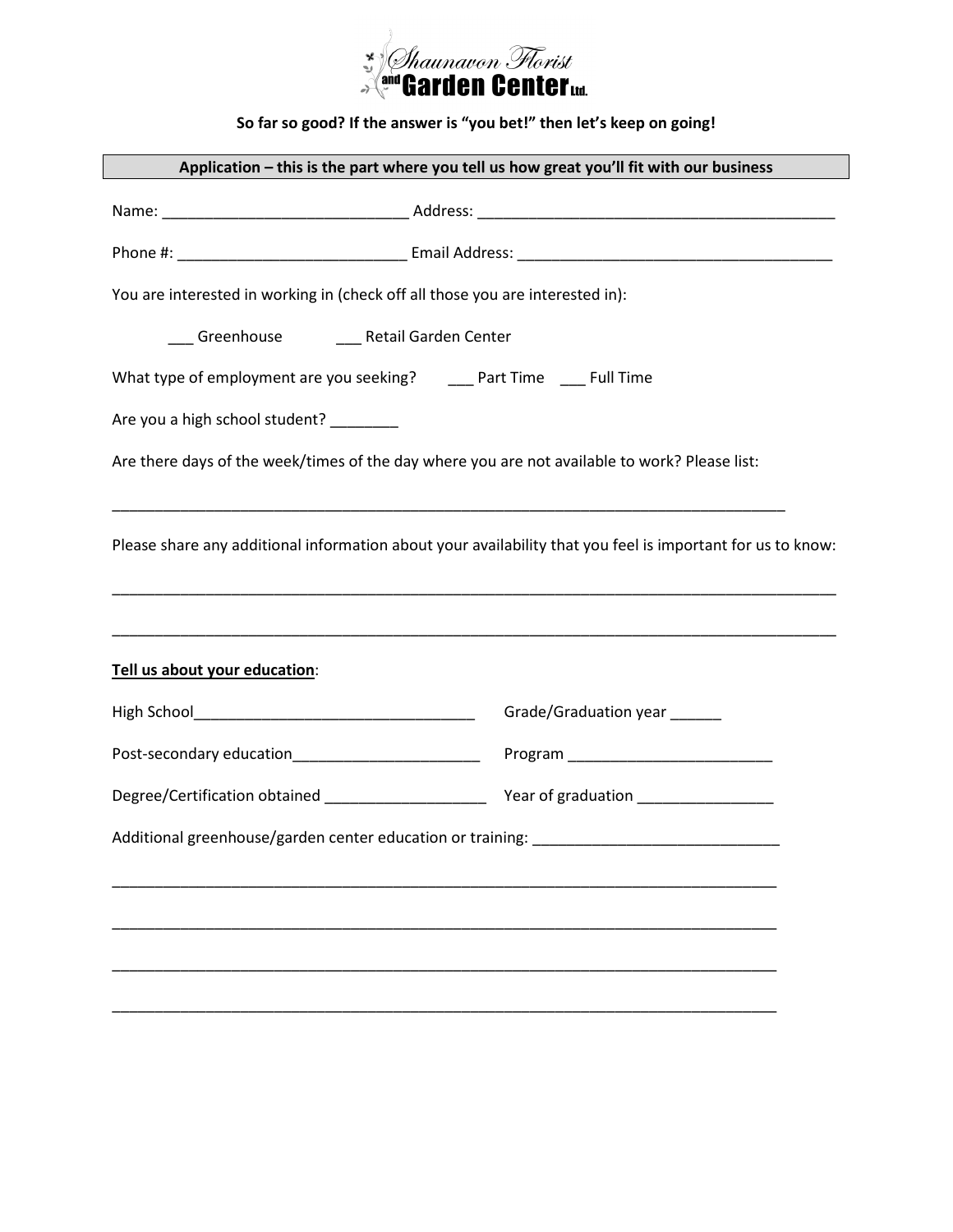**So far so good? If the answer is "you bet!" then let's keep on going!**

**Application – this is the part where you tell us how great you'll fit with our business**

Name: ____________________________ Address: __________________________________________

Phone #: __________________________ Email Address: ____________________________________

You are interested in working in (check off all those you are interested in):

___ Greenhouse ___ Retail Garden Center

What type of employment are you seeking? ___ Part Time ___ Full Time

Are you a high school student? ________

Are there days of the week/times of the day where you are not available to work? Please list:

________________________________________________________________________________

Please share any additional information about your availability that you feel is important for us to know:

________________________________________________________________________________

________________________________________________________________________________

**Tell us about your education**:

High School_________________________________ Grade/Graduation year ______

Post-secondary education______________________ Program ________________________

Degree/Certification obtained ___________________ Year of graduation ________________

Additional greenhouse/garden center education or training: _____________________________

________________________________________________________________________________

________________________________________________________________________________

________________________________________________________________________________

________________________________________________________________________________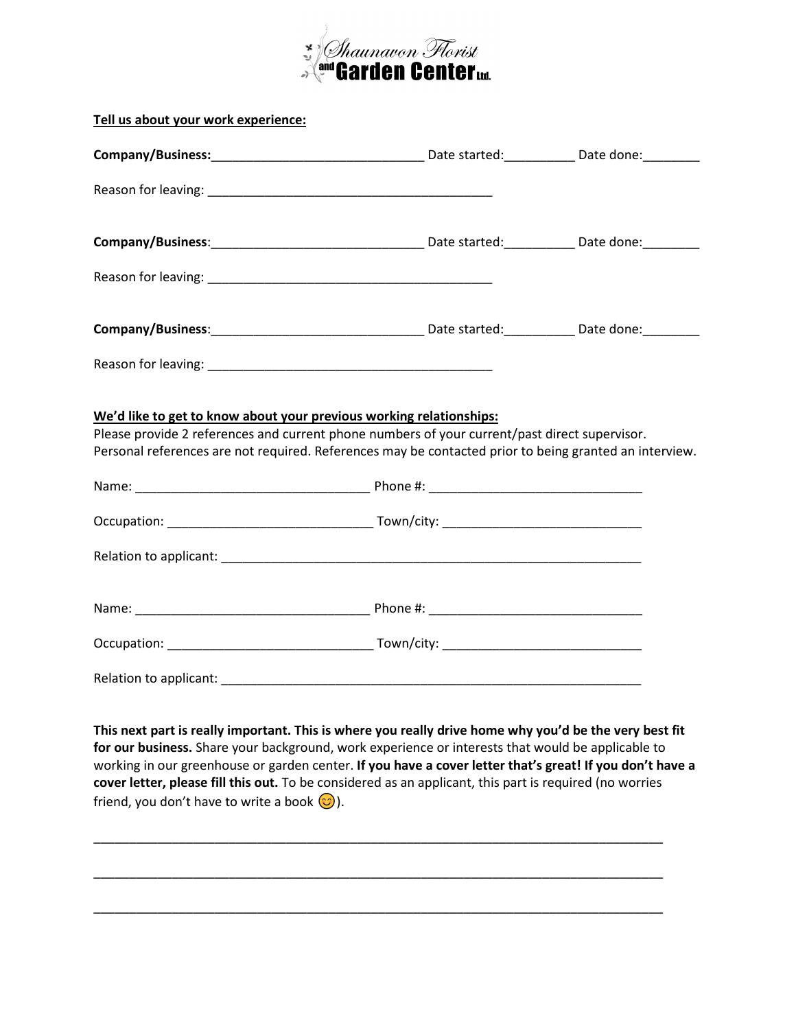**Tell us about your work experience:**

**Company/Business:**______________________________ Date started:__________ Date done:________

Reason for leaving: ________________________________________

**Company/Business**:______________________________ Date started:__________ Date done:________

Reason for leaving: ________________________________________

**Company/Business**:______________________________ Date started:__________ Date done:________

Reason for leaving: ________________________________________

**We'd like to get to know about your previous working relationships:**

Please provide 2 references and current phone numbers of your current/past direct supervisor. Personal references are not required. References may be contacted prior to being granted an interview.

Name: _________________________________ Phone #: ______________________________

Occupation: ____________________________ Town/city: ___________________________

Relation to applicant: ______________________________________________________________

Name: _________________________________ Phone #: ______________________________

Occupation: ____________________________ Town/city: ___________________________

Relation to applicant: ______________________________________________________________

**This next part is really important. This is where you really drive home why you'd be the very best fit for our business.** Share your background, work experience or interests that would be applicable to working in our greenhouse or garden center. **If you have a cover letter that's great! If you don't have a cover letter, please fill this out.** To be considered as an applicant, this part is required (no worries friend, you don't have to write a book 😊).

_______________________________________________________________________________

_______________________________________________________________________________

_______________________________________________________________________________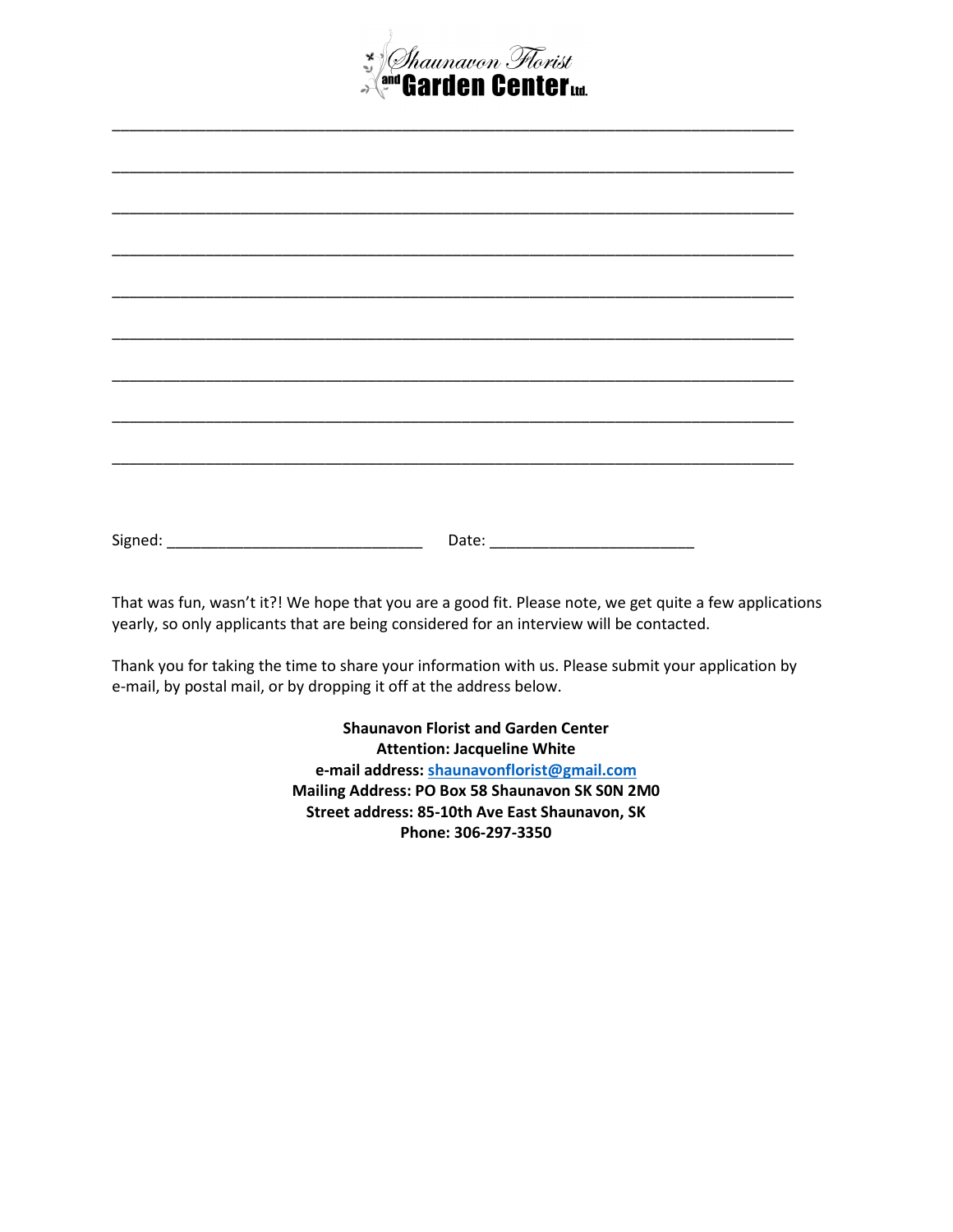______________________________________________________________________________

______________________________________________________________________________

______________________________________________________________________________

______________________________________________________________________________

______________________________________________________________________________

______________________________________________________________________________

______________________________________________________________________________

______________________________________________________________________________

______________________________________________________________________________

Signed: ______________________________ Date: ________________________

That was fun, wasn't it?! We hope that you are a good fit. Please note, we get quite a few applications yearly, so only applicants that are being considered for an interview will be contacted.

Thank you for taking the time to share your information with us. Please submit your application by e-mail, by postal mail, or by dropping it off at the address below.

**Shaunavon Florist and Garden Center**
**Attention: Jacqueline White**
**e-mail address: shaunavonflorist@gmail.com**
**Mailing Address: PO Box 58 Shaunavon SK S0N 2M0**
**Street address: 85-10th Ave East Shaunavon, SK**
**Phone: 306-297-3350**